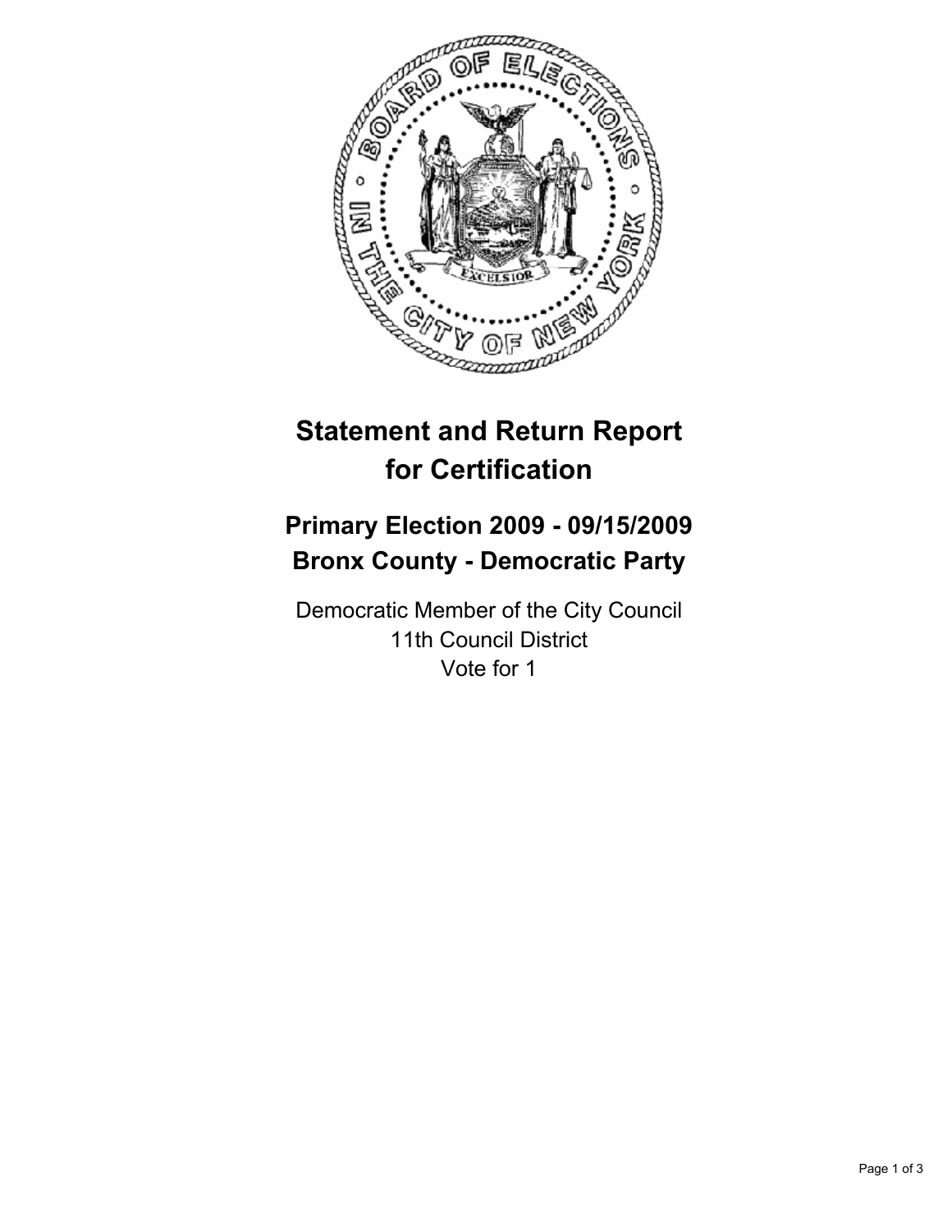# Statement and Return Report for Certification

## Primary Election 2009 - 09/15/2009
## Bronx County - Democratic Party

Democratic Member of the City Council
11th Council District
Vote for 1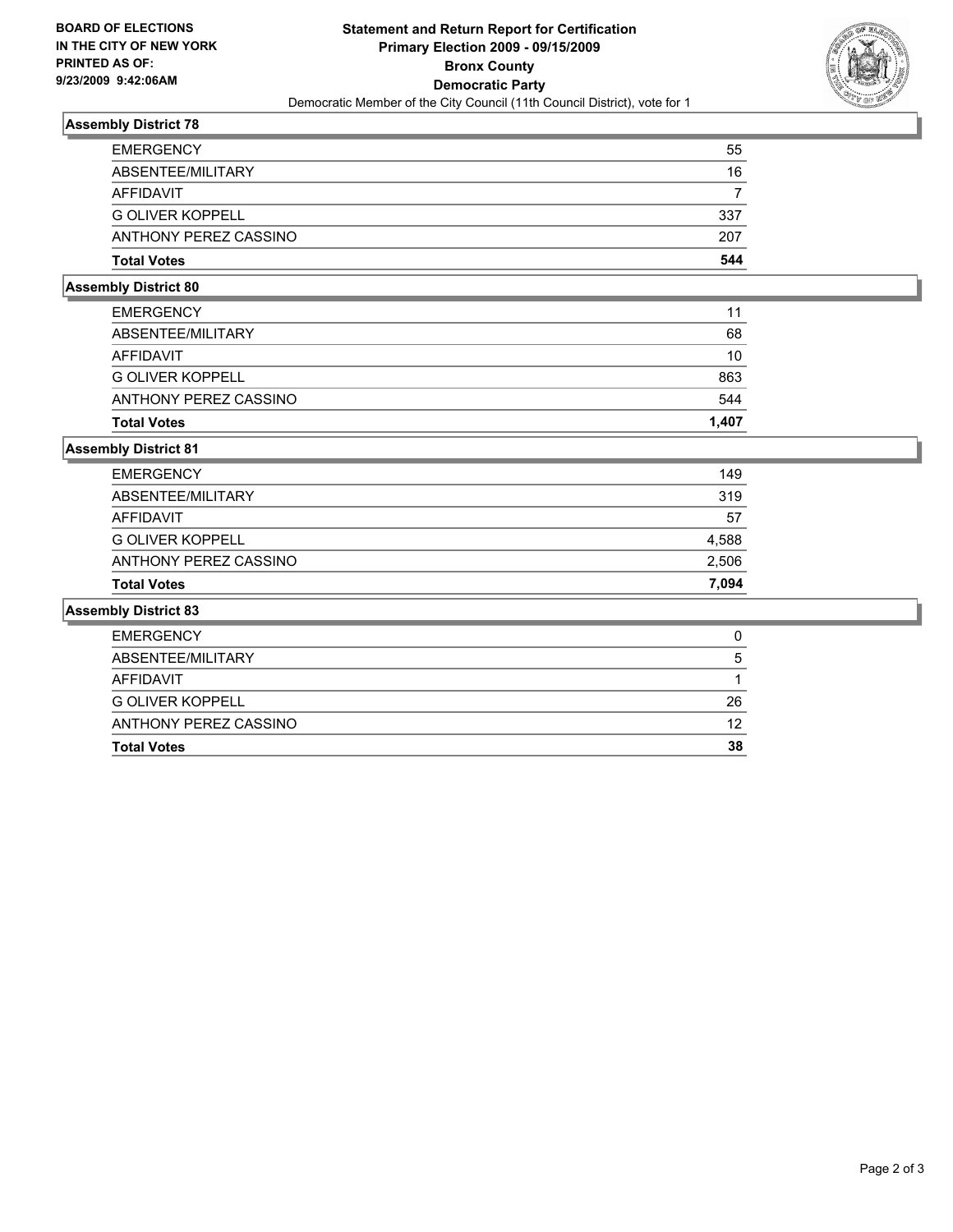BOARD OF ELECTIONS
IN THE CITY OF NEW YORK
PRINTED AS OF:
9/23/2009 9:42:06AM

**Statement and Return Report for Certification**
**Primary Election 2009 - 09/15/2009**
**Bronx County**
**Democratic Party**
Democratic Member of the City Council (11th Council District), vote for 1

### Assembly District 78

| | |
|---|---|
| EMERGENCY | 55 |
| ABSENTEE/MILITARY | 16 |
| AFFIDAVIT | 7 |
| G OLIVER KOPPELL | 337 |
| ANTHONY PEREZ CASSINO | 207 |
| **Total Votes** | **544** |

### Assembly District 80

| | |
|---|---|
| EMERGENCY | 11 |
| ABSENTEE/MILITARY | 68 |
| AFFIDAVIT | 10 |
| G OLIVER KOPPELL | 863 |
| ANTHONY PEREZ CASSINO | 544 |
| **Total Votes** | **1,407** |

### Assembly District 81

| | |
|---|---|
| EMERGENCY | 149 |
| ABSENTEE/MILITARY | 319 |
| AFFIDAVIT | 57 |
| G OLIVER KOPPELL | 4,588 |
| ANTHONY PEREZ CASSINO | 2,506 |
| **Total Votes** | **7,094** |

### Assembly District 83

| | |
|---|---|
| EMERGENCY | 0 |
| ABSENTEE/MILITARY | 5 |
| AFFIDAVIT | 1 |
| G OLIVER KOPPELL | 26 |
| ANTHONY PEREZ CASSINO | 12 |
| **Total Votes** | **38** |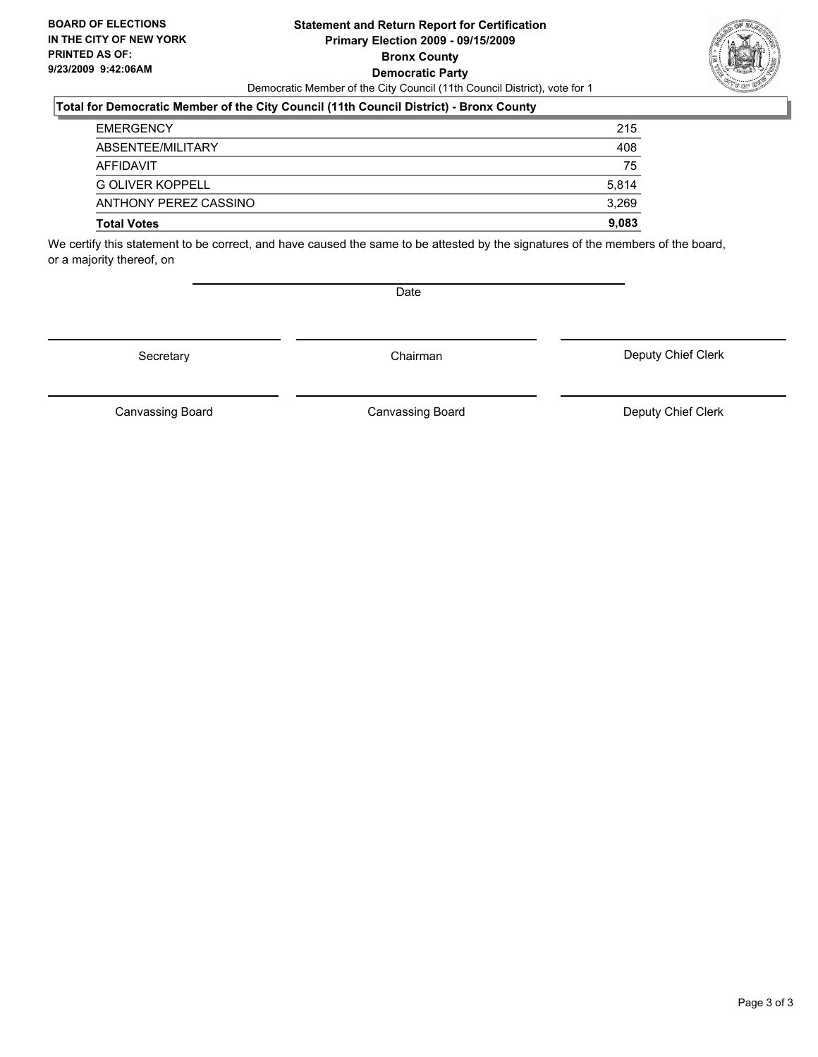**BOARD OF ELECTIONS IN THE CITY OF NEW YORK PRINTED AS OF: 9/23/2009 9:42:06AM**

# Statement and Return Report for Certification
## Primary Election 2009 - 09/15/2009
## Bronx County
## Democratic Party

Democratic Member of the City Council (11th Council District), vote for 1

### Total for Democratic Member of the City Council (11th Council District) - Bronx County

| | |
|---|---|
| EMERGENCY | 215 |
| ABSENTEE/MILITARY | 408 |
| AFFIDAVIT | 75 |
| G OLIVER KOPPELL | 5,814 |
| ANTHONY PEREZ CASSINO | 3,269 |
| **Total Votes** | **9,083** |

We certify this statement to be correct, and have caused the same to be attested by the signatures of the members of the board, or a majority thereof, on

Date

Secretary

Chairman

Deputy Chief Clerk

Canvassing Board

Canvassing Board

Deputy Chief Clerk